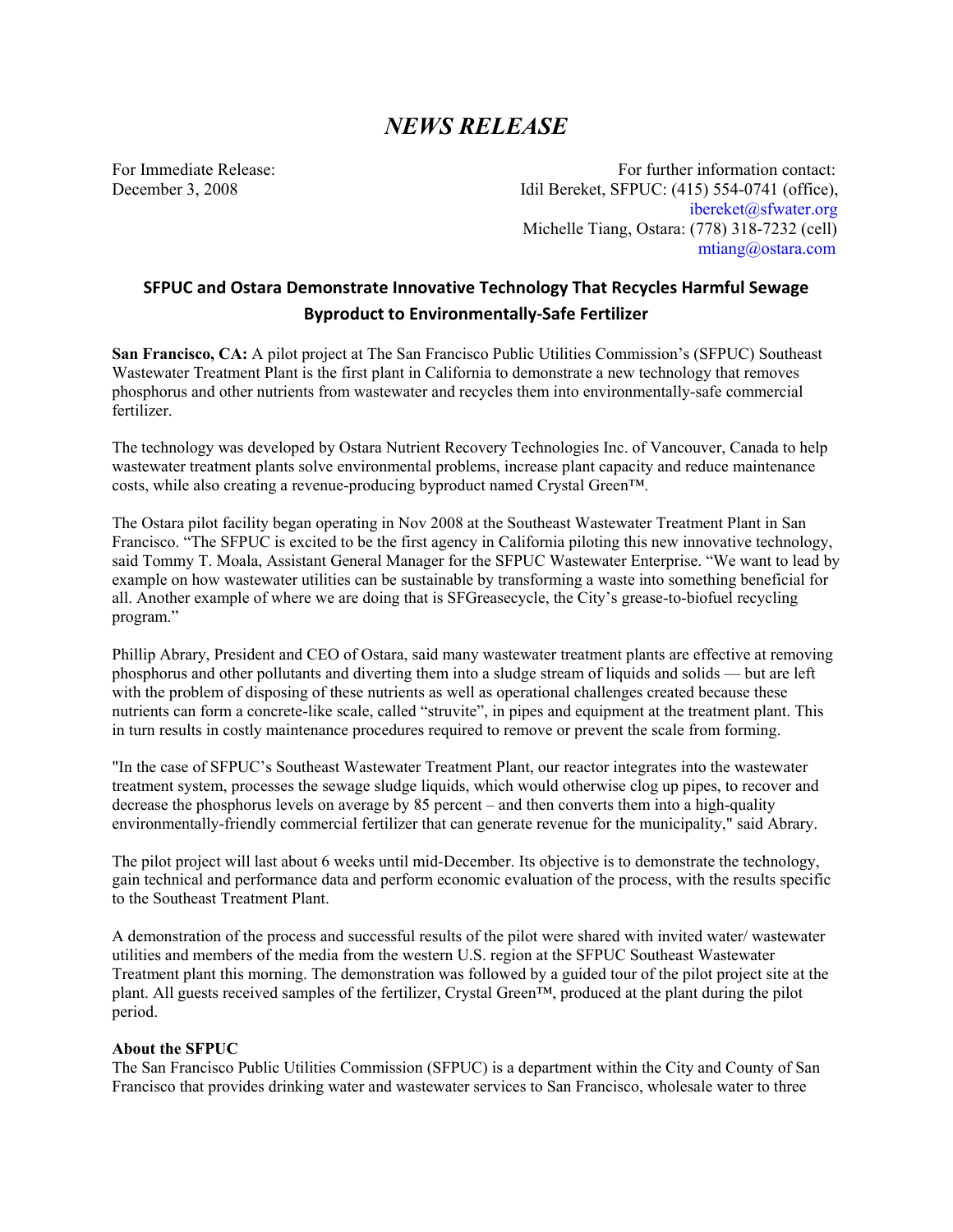# *NEWS RELEASE*

For Immediate Release:
December 3, 2008

For further information contact:
Idil Bereket, SFPUC: (415) 554-0741 (office), ibereket@sfwater.org
Michelle Tiang, Ostara: (778) 318-7232 (cell) mtiang@ostara.com

## SFPUC and Ostara Demonstrate Innovative Technology That Recycles Harmful Sewage Byproduct to Environmentally-Safe Fertilizer

**San Francisco, CA:** A pilot project at The San Francisco Public Utilities Commission's (SFPUC) Southeast Wastewater Treatment Plant is the first plant in California to demonstrate a new technology that removes phosphorus and other nutrients from wastewater and recycles them into environmentally-safe commercial fertilizer.

The technology was developed by Ostara Nutrient Recovery Technologies Inc. of Vancouver, Canada to help wastewater treatment plants solve environmental problems, increase plant capacity and reduce maintenance costs, while also creating a revenue-producing byproduct named Crystal Green™.

The Ostara pilot facility began operating in Nov 2008 at the Southeast Wastewater Treatment Plant in San Francisco. "The SFPUC is excited to be the first agency in California piloting this new innovative technology, said Tommy T. Moala, Assistant General Manager for the SFPUC Wastewater Enterprise. "We want to lead by example on how wastewater utilities can be sustainable by transforming a waste into something beneficial for all. Another example of where we are doing that is SFGreasecycle, the City's grease-to-biofuel recycling program."

Phillip Abrary, President and CEO of Ostara, said many wastewater treatment plants are effective at removing phosphorus and other pollutants and diverting them into a sludge stream of liquids and solids — but are left with the problem of disposing of these nutrients as well as operational challenges created because these nutrients can form a concrete-like scale, called "struvite", in pipes and equipment at the treatment plant. This in turn results in costly maintenance procedures required to remove or prevent the scale from forming.

"In the case of SFPUC's Southeast Wastewater Treatment Plant, our reactor integrates into the wastewater treatment system, processes the sewage sludge liquids, which would otherwise clog up pipes, to recover and decrease the phosphorus levels on average by 85 percent – and then converts them into a high-quality environmentally-friendly commercial fertilizer that can generate revenue for the municipality," said Abrary.

The pilot project will last about 6 weeks until mid-December. Its objective is to demonstrate the technology, gain technical and performance data and perform economic evaluation of the process, with the results specific to the Southeast Treatment Plant.

A demonstration of the process and successful results of the pilot were shared with invited water/ wastewater utilities and members of the media from the western U.S. region at the SFPUC Southeast Wastewater Treatment plant this morning. The demonstration was followed by a guided tour of the pilot project site at the plant. All guests received samples of the fertilizer, Crystal Green™, produced at the plant during the pilot period.

**About the SFPUC**

The San Francisco Public Utilities Commission (SFPUC) is a department within the City and County of San Francisco that provides drinking water and wastewater services to San Francisco, wholesale water to three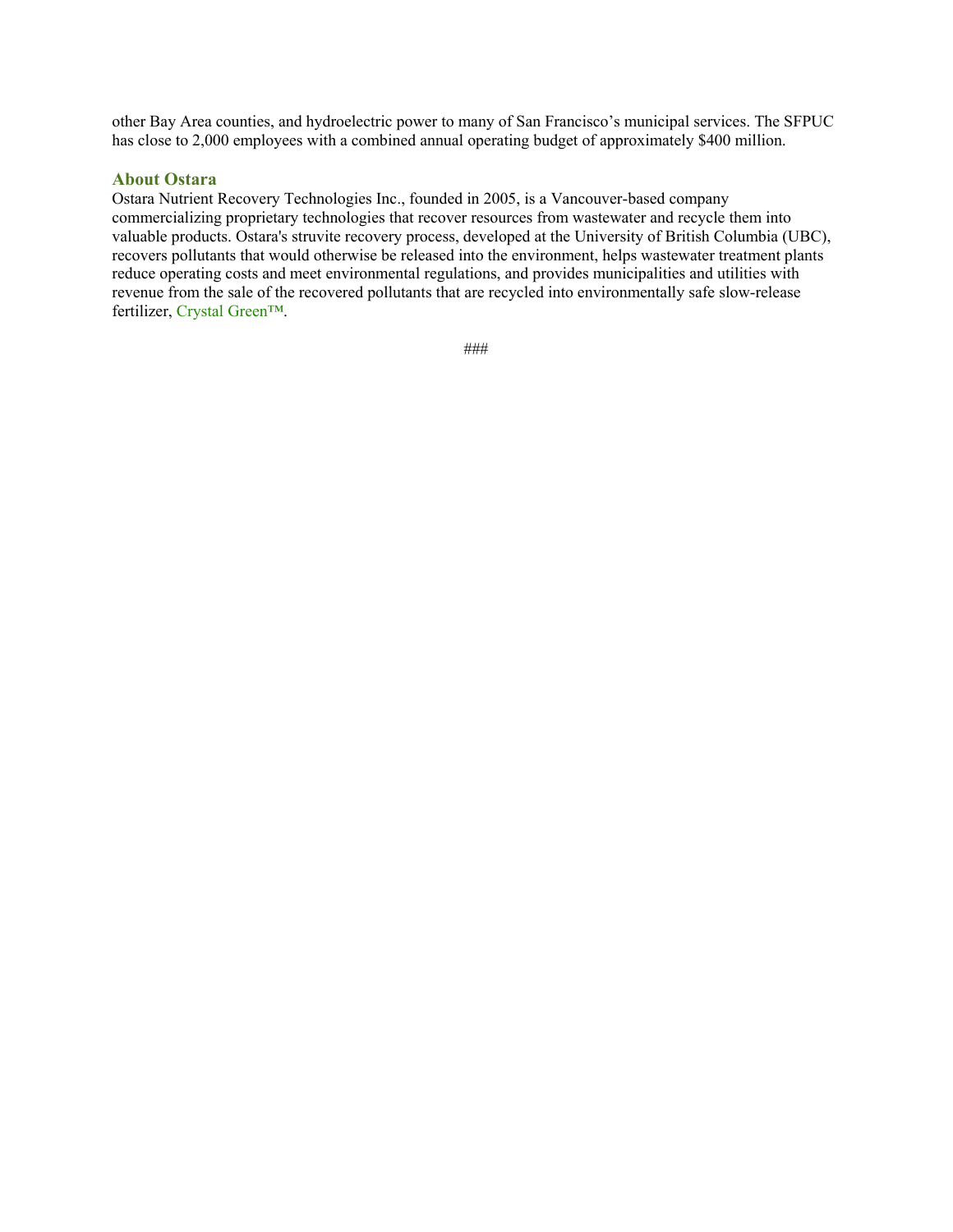other Bay Area counties, and hydroelectric power to many of San Francisco's municipal services. The SFPUC has close to 2,000 employees with a combined annual operating budget of approximately $400 million.

## About Ostara

Ostara Nutrient Recovery Technologies Inc., founded in 2005, is a Vancouver-based company commercializing proprietary technologies that recover resources from wastewater and recycle them into valuable products. Ostara's struvite recovery process, developed at the University of British Columbia (UBC), recovers pollutants that would otherwise be released into the environment, helps wastewater treatment plants reduce operating costs and meet environmental regulations, and provides municipalities and utilities with revenue from the sale of the recovered pollutants that are recycled into environmentally safe slow-release fertilizer, Crystal Green™.

###